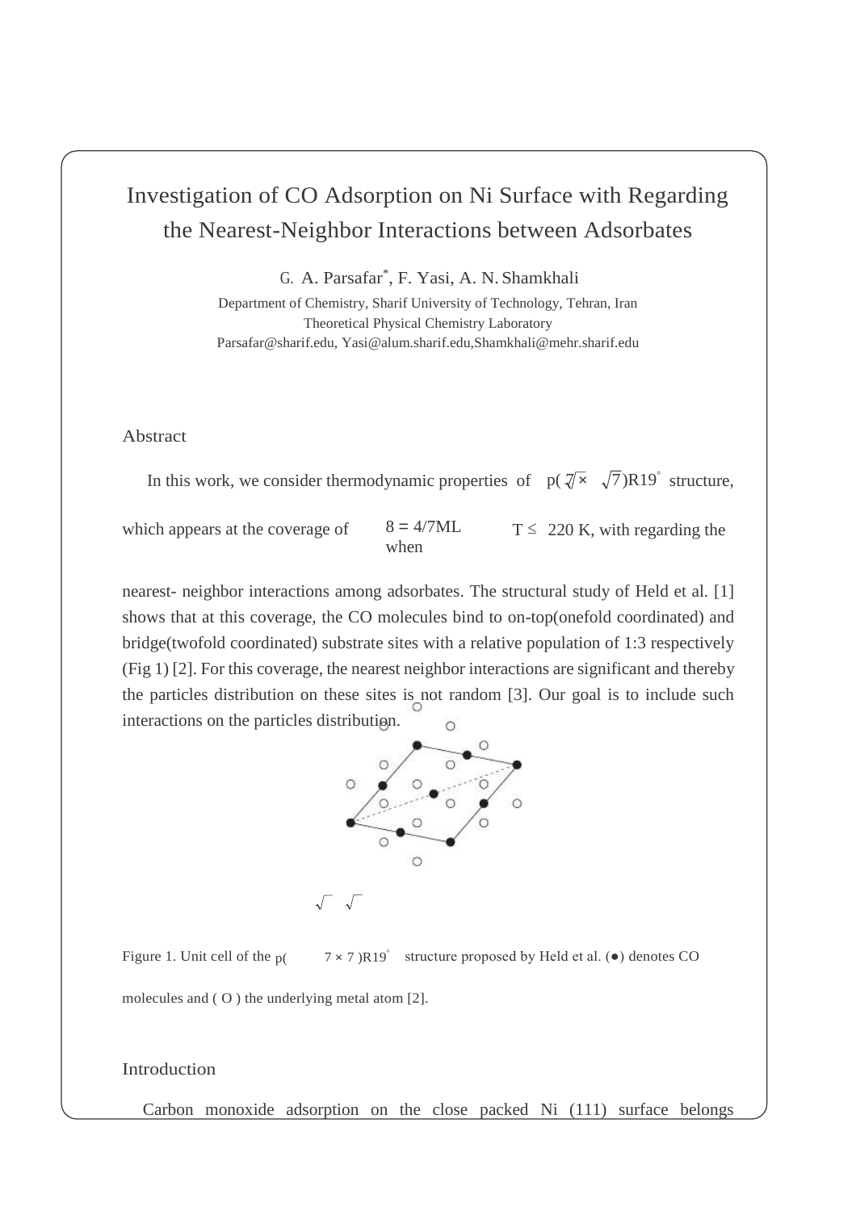# Investigation of CO Adsorption on Ni Surface with Regarding the Nearest-Neighbor Interactions between Adsorbates

G. A. Parsafar*, F. Yasi, A. N. Shamkhali

Department of Chemistry, Sharif University of Technology, Tehran, Iran

Theoretical Physical Chemistry Laboratory

Parsafar@sharif.edu, Yasi@alum.sharif.edu, Shamkhali@mehr.sharif.edu

## Abstract

In this work, we consider thermodynamic properties of $p(\sqrt{7}\times\sqrt{7})R19^{\circ}$ structure, which appears at the coverage of $\theta = 4/7ML$ when $T \leq 220$ K, with regarding the nearest- neighbor interactions among adsorbates. The structural study of Held et al. [1] shows that at this coverage, the CO molecules bind to on-top(onefold coordinated) and bridge(twofold coordinated) substrate sites with a relative population of 1:3 respectively (Fig 1) [2]. For this coverage, the nearest neighbor interactions are significant and thereby the particles distribution on these sites is not random [3]. Our goal is to include such interactions on the particles distribution.

Figure 1. Unit cell of the $p(\sqrt{7}\times\sqrt{7})R19^{\circ}$ structure proposed by Held et al. (●) denotes CO molecules and ( O ) the underlying metal atom [2].

## Introduction

Carbon monoxide adsorption on the close packed Ni (111) surface belongs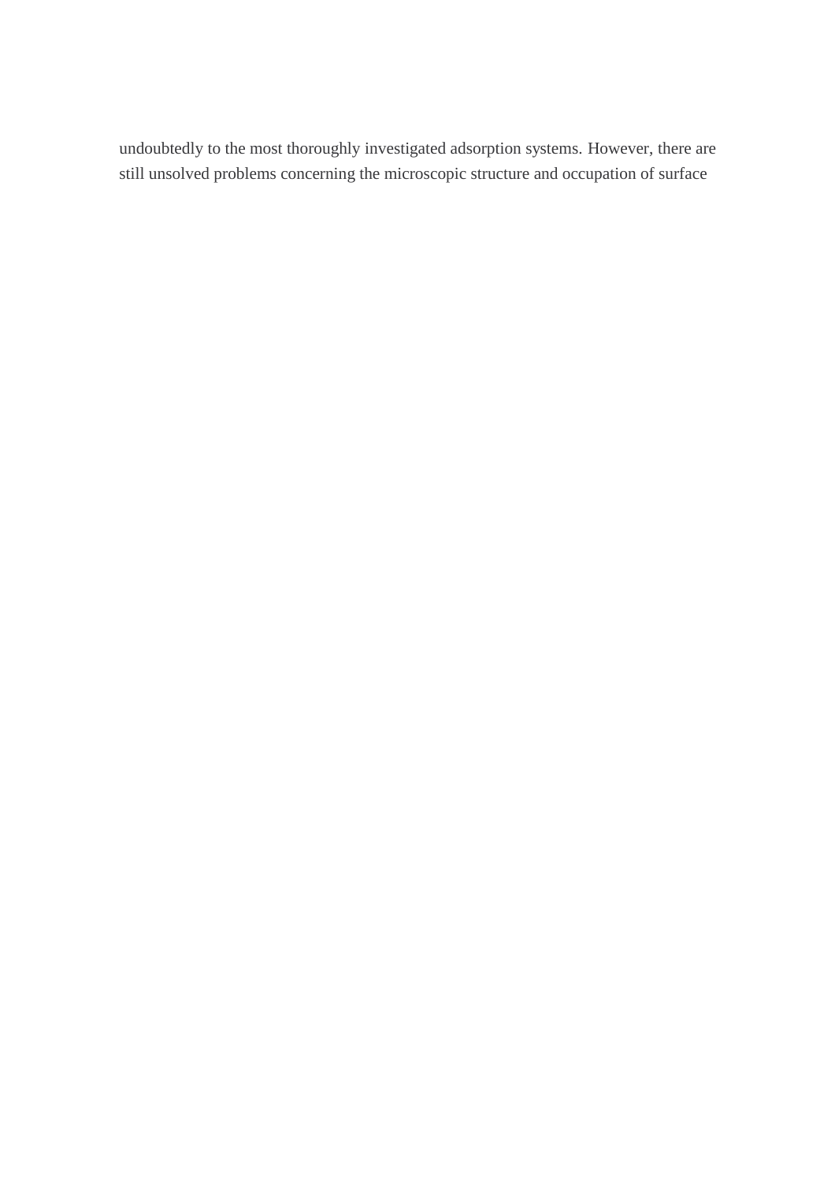undoubtedly to the most thoroughly investigated adsorption systems. However, there are still unsolved problems concerning the microscopic structure and occupation of surface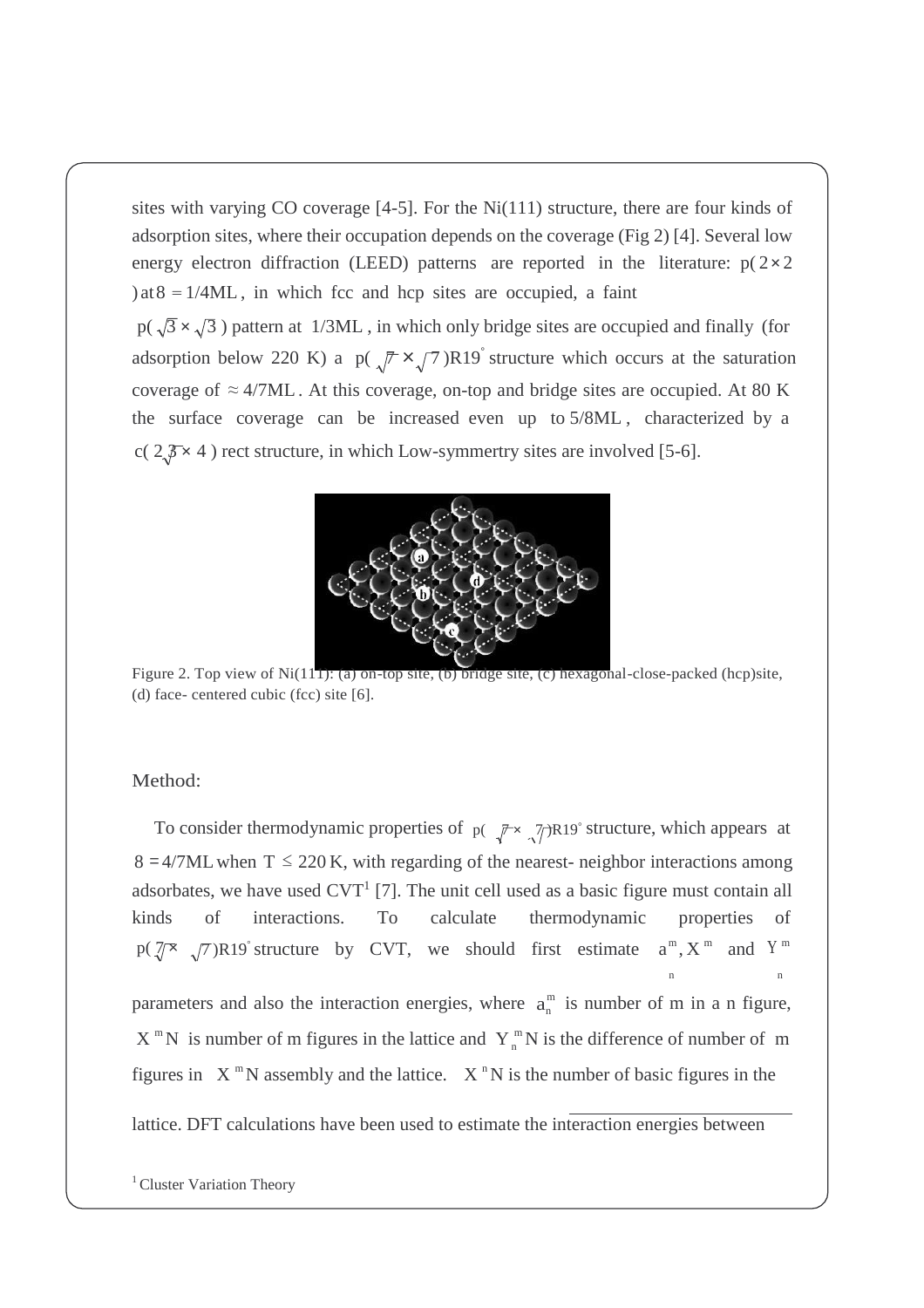sites with varying CO coverage [4-5]. For the Ni(111) structure, there are four kinds of adsorption sites, where their occupation depends on the coverage (Fig 2) [4]. Several low energy electron diffraction (LEED) patterns are reported in the literature: $p(2\times2)$ at $\theta = 1/4ML$, in which fcc and hcp sites are occupied, a faint $p(\sqrt{3}\times\sqrt{3})$ pattern at $1/3ML$, in which only bridge sites are occupied and finally (for adsorption below 220 K) a $p(\sqrt{7}\times\sqrt{7})R19^{\circ}$ structure which occurs at the saturation coverage of $\approx 4/7ML$. At this coverage, on-top and bridge sites are occupied. At 80 K the surface coverage can be increased even up to $5/8ML$, characterized by a $c(2\sqrt{3}\times4)$ rect structure, in which Low-symmertry sites are involved [5-6].

Figure 2. Top view of Ni(111): (a) on-top site, (b) bridge site, (c) hexagonal-close-packed (hcp)site, (d) face- centered cubic (fcc) site [6].

Method:

To consider thermodynamic properties of $p(\sqrt{7}\times\sqrt{7})R19^{\circ}$ structure, which appears at $\theta = 4/7ML$ when $T \le 220$ K, with regarding of the nearest- neighbor interactions among adsorbates, we have used CVT[1] [7]. The unit cell used as a basic figure must contain all kinds of interactions. To calculate thermodynamic properties of $p(\sqrt{7}\times\sqrt{7})R19^{\circ}$ structure by CVT, we should first estimate $a_n^m, X^m$ and $Y_n^m$ parameters and also the interaction energies, where $a_n^m$ is number of m in a n figure, $X^m N$ is number of m figures in the lattice and $Y_n^m N$ is the difference of number of m figures in $X^m N$ assembly and the lattice. $X^n N$ is the number of basic figures in the lattice. DFT calculations have been used to estimate the interaction energies between

[1] Cluster Variation Theory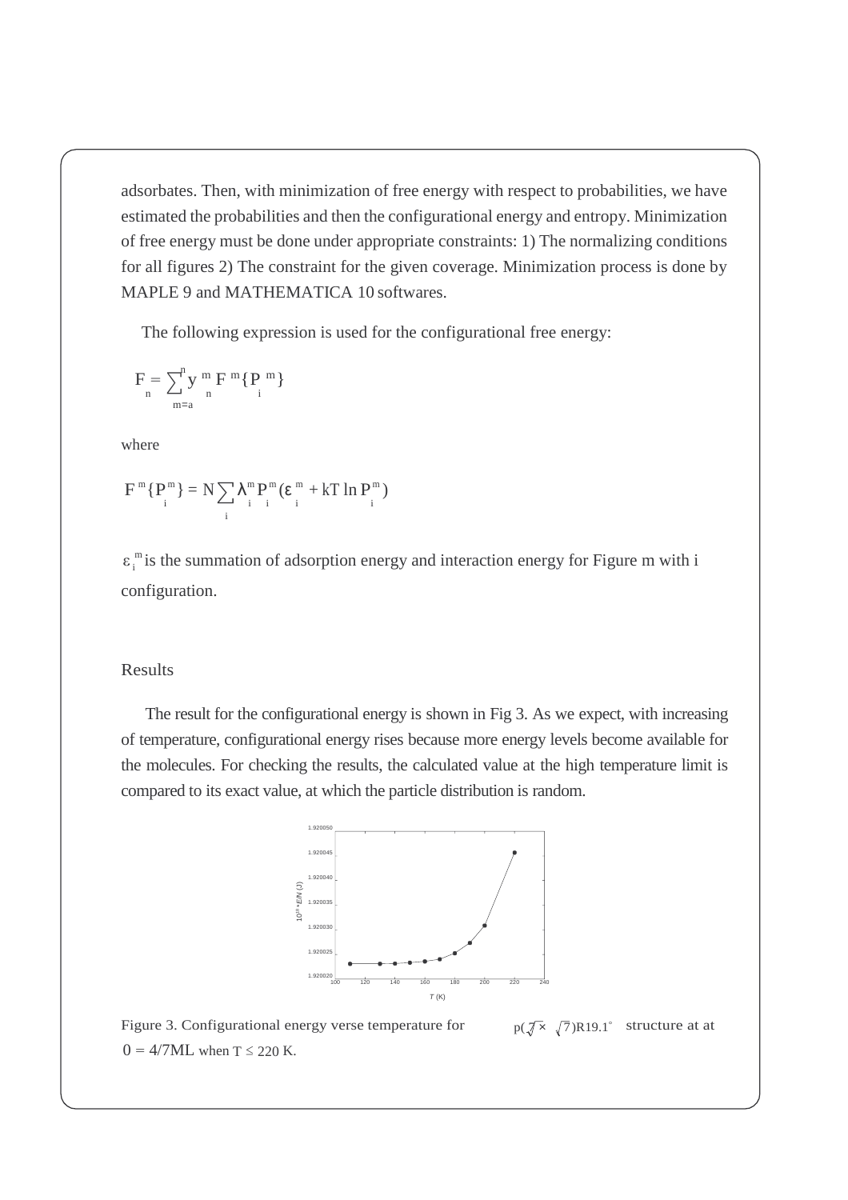adsorbates. Then, with minimization of free energy with respect to probabilities, we have estimated the probabilities and then the configurational energy and entropy. Minimization of free energy must be done under appropriate constraints: 1) The normalizing conditions for all figures 2) The constraint for the given coverage. Minimization process is done by MAPLE 9 and MATHEMATICA 10 softwares.

The following expression is used for the configurational free energy:

$$F_n = \sum_{m=a}^{n} y_n^m F^m\{P_i^m\}$$

where

$$F^m\{P_i^m\} = N\sum_i \lambda_i^m P_i^m(\varepsilon_i^m + kT\ln P_i^m)$$

$\varepsilon_i^m$ is the summation of adsorption energy and interaction energy for Figure m with i configuration.

## Results

The result for the configurational energy is shown in Fig 3. As we expect, with increasing of temperature, configurational energy rises because more energy levels become available for the molecules. For checking the results, the calculated value at the high temperature limit is compared to its exact value, at which the particle distribution is random.

Figure 3. Configurational energy verse temperature for $p(\sqrt{7}\times\sqrt{7})R19.1^\circ$ structure at at $\theta = 4/7$ML when $T \leq 220$ K.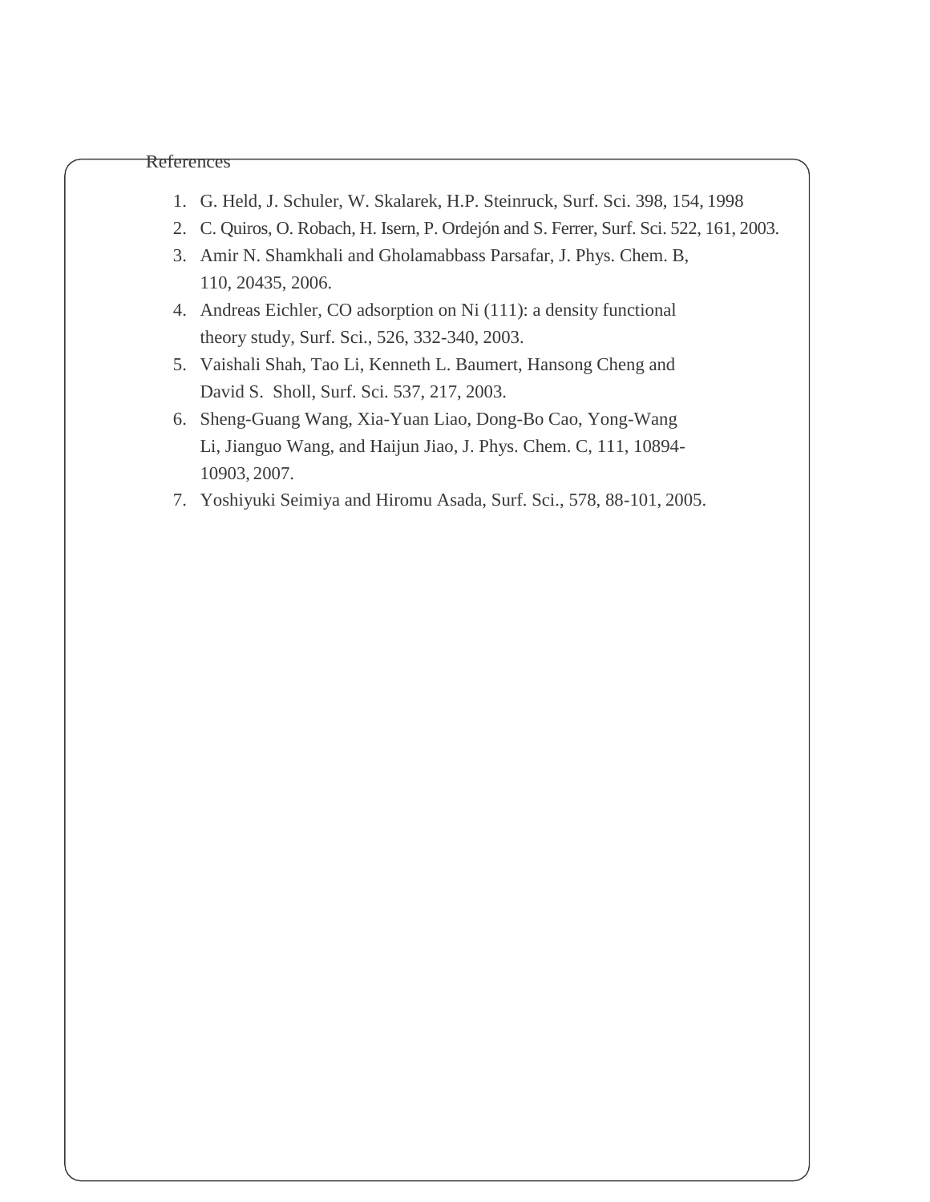## References

1. G. Held, J. Schuler, W. Skalarek, H.P. Steinruck, Surf. Sci. 398, 154, 1998
2. C. Quiros, O. Robach, H. Isern, P. Ordejón and S. Ferrer, Surf. Sci. 522, 161, 2003.
3. Amir N. Shamkhali and Gholamabbass Parsafar, J. Phys. Chem. B, 110, 20435, 2006.
4. Andreas Eichler, CO adsorption on Ni (111): a density functional theory study, Surf. Sci., 526, 332-340, 2003.
5. Vaishali Shah, Tao Li, Kenneth L. Baumert, Hansong Cheng and David S. Sholl, Surf. Sci. 537, 217, 2003.
6. Sheng-Guang Wang, Xia-Yuan Liao, Dong-Bo Cao, Yong-Wang Li, Jianguo Wang, and Haijun Jiao, J. Phys. Chem. C, 111, 10894-10903, 2007.
7. Yoshiyuki Seimiya and Hiromu Asada, Surf. Sci., 578, 88-101, 2005.